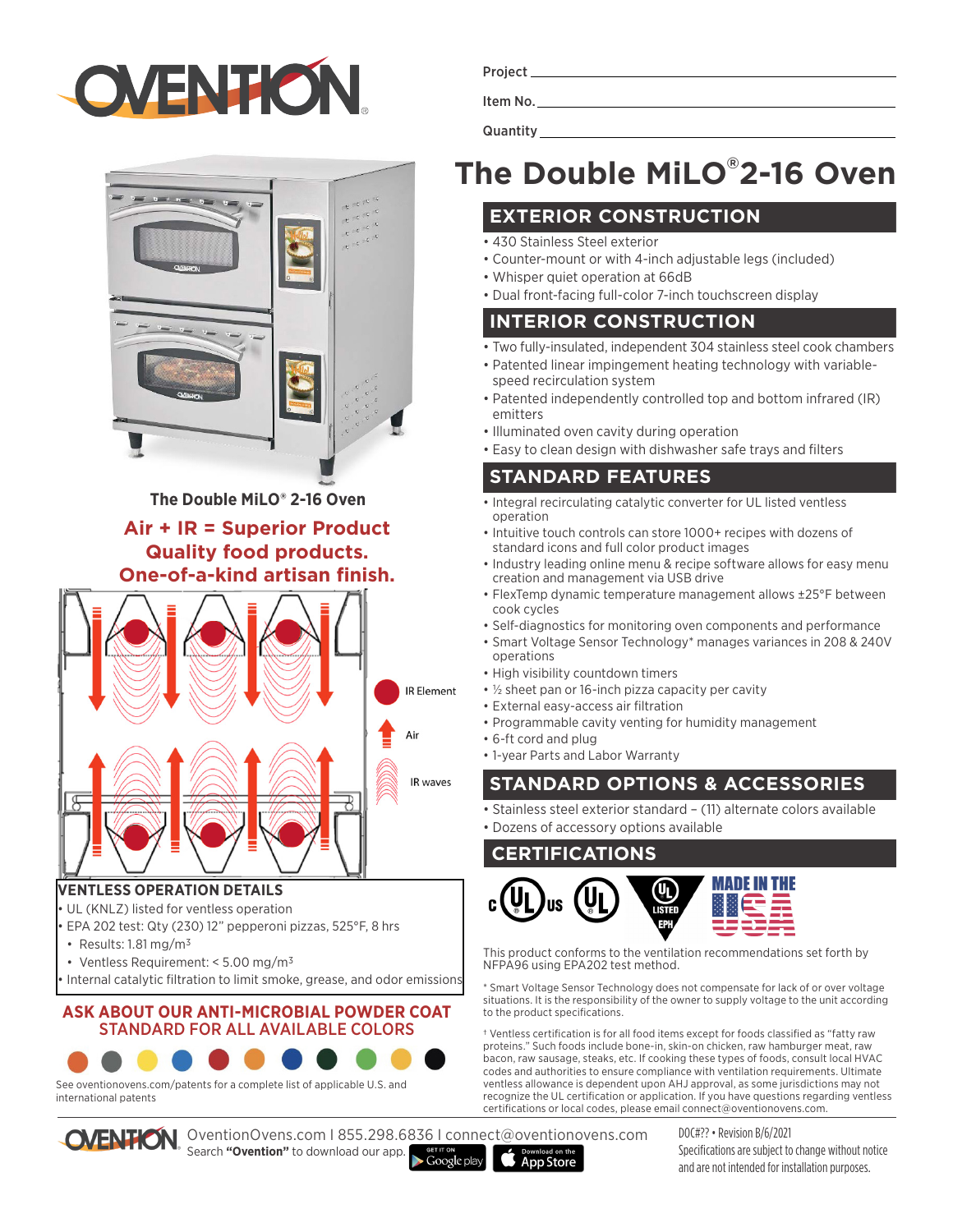Project ______________________

Item No. ______________________

Quantity ______________________

# The Double MiLO®2-16 Oven

## EXTERIOR CONSTRUCTION

- 430 Stainless Steel exterior
- Counter-mount or with 4-inch adjustable legs (included)
- Whisper quiet operation at 66dB
- Dual front-facing full-color 7-inch touchscreen display

## INTERIOR CONSTRUCTION

- Two fully-insulated, independent 304 stainless steel cook chambers
- Patented linear impingement heating technology with variable-speed recirculation system
- Patented independently controlled top and bottom infrared (IR) emitters
- Illuminated oven cavity during operation
- Easy to clean design with dishwasher safe trays and filters

## STANDARD FEATURES

- Integral recirculating catalytic converter for UL listed ventless operation
- Intuitive touch controls can store 1000+ recipes with dozens of standard icons and full color product images
- Industry leading online menu & recipe software allows for easy menu creation and management via USB drive
- FlexTemp dynamic temperature management allows ±25°F between cook cycles
- Self-diagnostics for monitoring oven components and performance
- Smart Voltage Sensor Technology* manages variances in 208 & 240V operations
- High visibility countdown timers
- ½ sheet pan or 16-inch pizza capacity per cavity
- External easy-access air filtration
- Programmable cavity venting for humidity management
- 6-ft cord and plug
- 1-year Parts and Labor Warranty

## STANDARD OPTIONS & ACCESSORIES

- Stainless steel exterior standard – (11) alternate colors available
- Dozens of accessory options available

## CERTIFICATIONS

MADE IN THE USA

This product conforms to the ventilation recommendations set forth by NFPA96 using EPA202 test method.

\* Smart Voltage Sensor Technology does not compensate for lack of or over voltage situations. It is the responsibility of the owner to supply voltage to the unit according to the product specifications.

† Ventless certification is for all food items except for foods classified as "fatty raw proteins." Such foods include bone-in, skin-on chicken, raw hamburger meat, raw bacon, raw sausage, steaks, etc. If cooking these types of foods, consult local HVAC codes and authorities to ensure compliance with ventilation requirements. Ultimate ventless allowance is dependent upon AHJ approval, as some jurisdictions may not recognize the UL certification or application. If you have questions regarding ventless certifications or local codes, please email connect@oventionovens.com.

**The Double MiLO® 2-16 Oven**

**Air + IR = Superior Product**
**Quality food products.**
**One-of-a-kind artisan finish.**

IR Element

Air

IR waves

## VENTLESS OPERATION DETAILS

- UL (KNLZ) listed for ventless operation
- EPA 202 test: Qty (230) 12" pepperoni pizzas, 525°F, 8 hrs
  - Results: 1.81 mg/m³
  - Ventless Requirement: < 5.00 mg/m³
- Internal catalytic filtration to limit smoke, grease, and odor emissions

**ASK ABOUT OUR ANTI-MICROBIAL POWDER COAT STANDARD FOR ALL AVAILABLE COLORS**

See oventionovens.com/patents for a complete list of applicable U.S. and international patents

OventionOvens.com I 855.298.6836 I connect@oventionovens.com
Search **"Ovention"** to download our app.

DOC#?? • Revision 8/6/2021
Specifications are subject to change without notice and are not intended for installation purposes.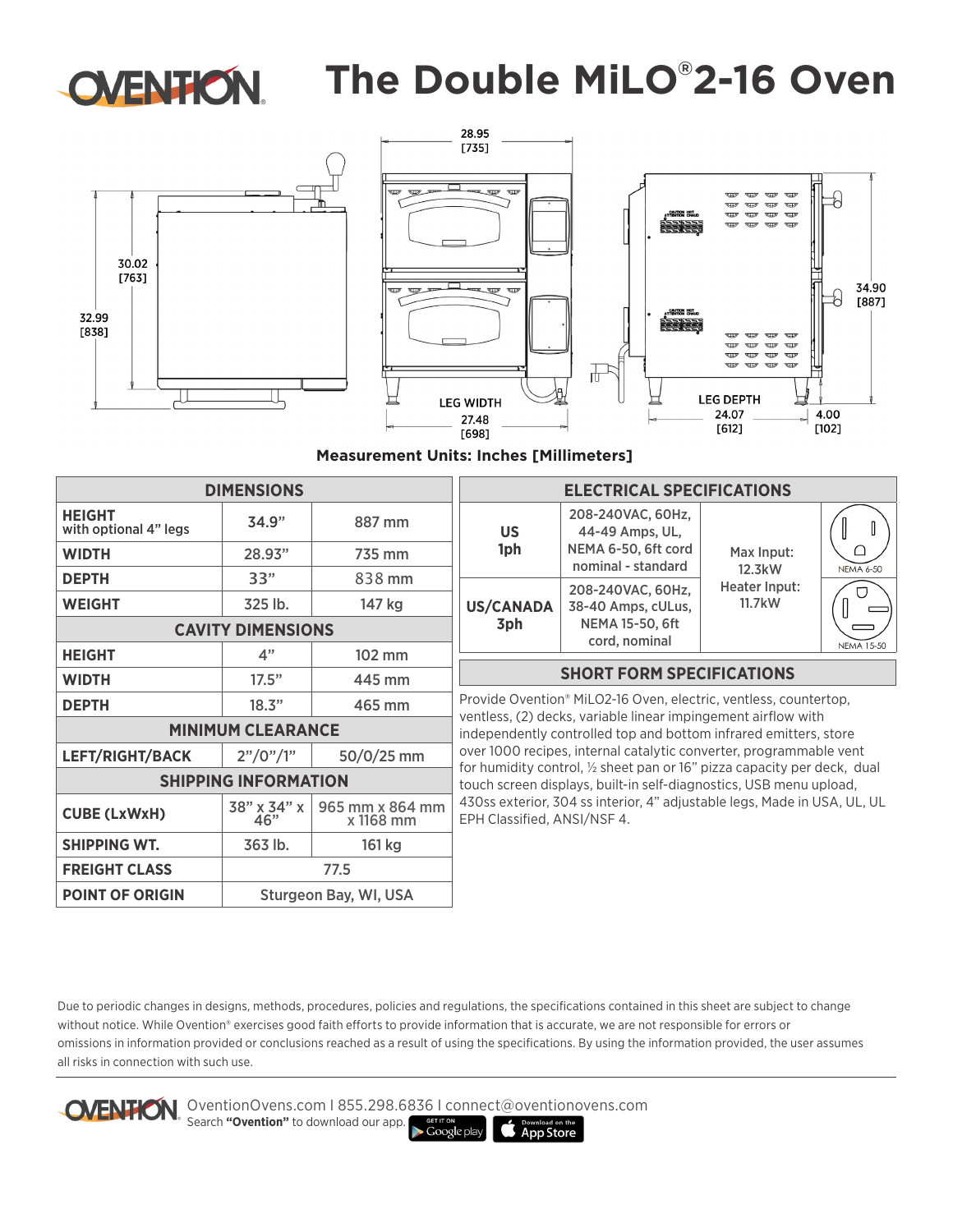# The Double MiLO®2-16 Oven

28.95
[735]

30.02
[763]

32.99
[838]

34.90
[887]

LEG WIDTH
27.48
[698]

LEG DEPTH
24.07
[612]

4.00
[102]

**Measurement Units: Inches [Millimeters]**

| DIMENSIONS | | |
|---|---|---|
| **HEIGHT** with optional 4" legs | 34.9" | 887 mm |
| **WIDTH** | 28.93" | 735 mm |
| **DEPTH** | 33" | 838 mm |
| **WEIGHT** | 325 lb. | 147 kg |
| **CAVITY DIMENSIONS** | | |
| **HEIGHT** | 4" | 102 mm |
| **WIDTH** | 17.5" | 445 mm |
| **DEPTH** | 18.3" | 465 mm |
| **MINIMUM CLEARANCE** | | |
| **LEFT/RIGHT/BACK** | 2"/0"/1" | 50/0/25 mm |
| **SHIPPING INFORMATION** | | |
| **CUBE (LxWxH)** | 38" x 34" x 46" | 965 mm x 864 mm x 1168 mm |
| **SHIPPING WT.** | 363 lb. | 161 kg |
| **FREIGHT CLASS** | 77.5 | |
| **POINT OF ORIGIN** | Sturgeon Bay, WI, USA | |

| ELECTRICAL SPECIFICATIONS | | | |
|---|---|---|---|
| **US 1ph** | 208-240VAC, 60Hz, 44-49 Amps, UL, NEMA 6-50, 6ft cord nominal - standard | Max Input: 12.3kW Heater Input: 11.7kW | NEMA 6-50 |
| **US/CANADA 3ph** | 208-240VAC, 60Hz, 38-40 Amps, cULus, NEMA 15-50, 6ft cord, nominal | | NEMA 15-50 |

## SHORT FORM SPECIFICATIONS

Provide Ovention® MiLO2-16 Oven, electric, ventless, countertop, ventless, (2) decks, variable linear impingement airflow with independently controlled top and bottom infrared emitters, store over 1000 recipes, internal catalytic converter, programmable vent for humidity control, ½ sheet pan or 16" pizza capacity per deck, dual touch screen displays, built-in self-diagnostics, USB menu upload, 430ss exterior, 304 ss interior, 4" adjustable legs, Made in USA, UL, UL EPH Classified, ANSI/NSF 4.

Due to periodic changes in designs, methods, procedures, policies and regulations, the specifications contained in this sheet are subject to change without notice. While Ovention® exercises good faith efforts to provide information that is accurate, we are not responsible for errors or omissions in information provided or conclusions reached as a result of using the specifications. By using the information provided, the user assumes all risks in connection with such use.

OventionOvens.com I 855.298.6836 I connect@oventionovens.com
Search **"Ovention"** to download our app.